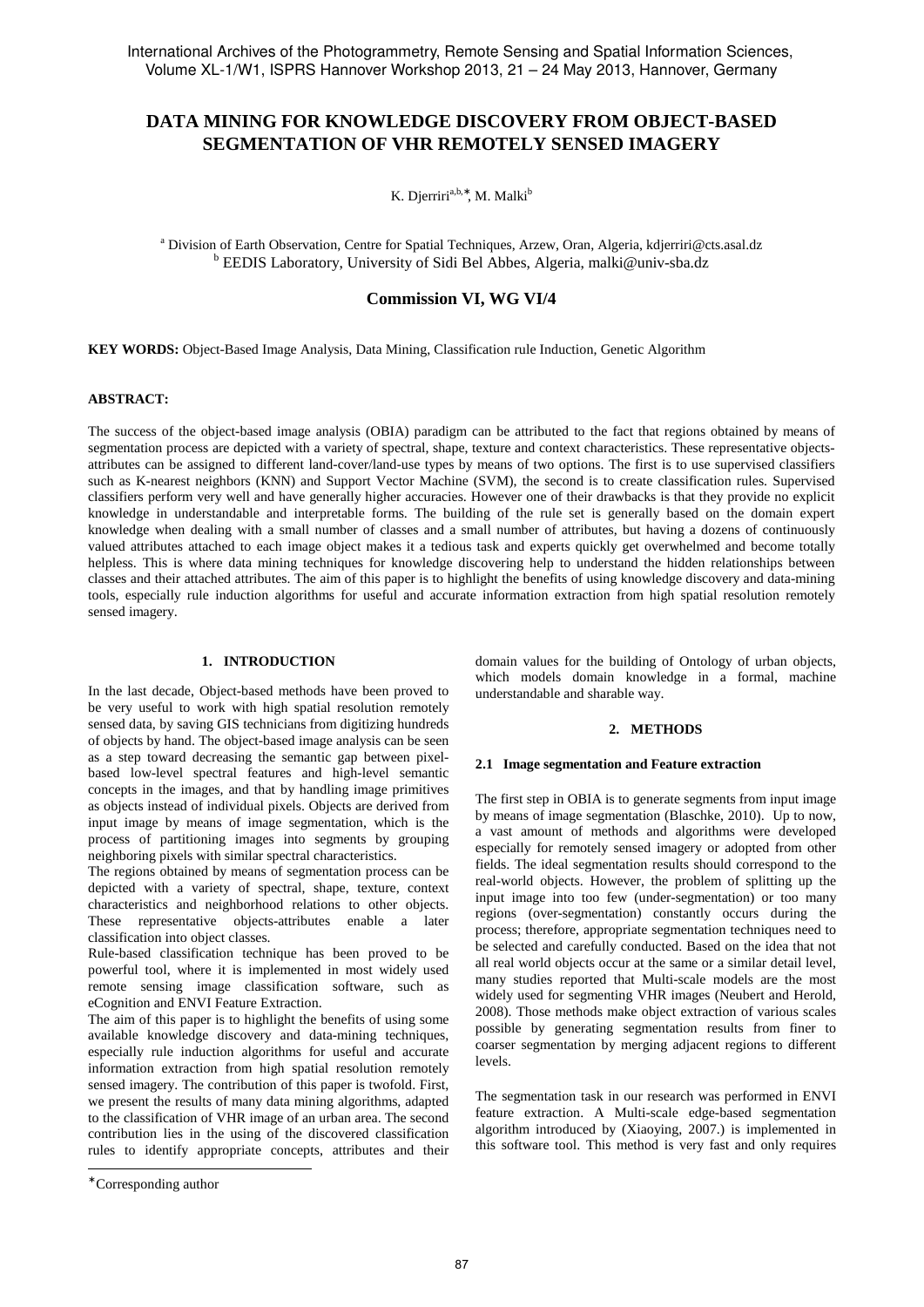# DATA MINING FOR KNOWLEDGE DISCOVERY FROM OBJECT-BASED SEGMENTATION OF VHR REMOTELY SENSED IMAGERY

K. Djerriri[a,b,*], M. Malki[b]

[a] Division of Earth Observation, Centre for Spatial Techniques, Arzew, Oran, Algeria, kdjerriri@cts.asal.dz
[b] EEDIS Laboratory, University of Sidi Bel Abbes, Algeria, malki@univ-sba.dz

**Commission VI, WG VI/4**

**KEY WORDS:** Object-Based Image Analysis, Data Mining, Classification rule Induction, Genetic Algorithm

**ABSTRACT:**

The success of the object-based image analysis (OBIA) paradigm can be attributed to the fact that regions obtained by means of segmentation process are depicted with a variety of spectral, shape, texture and context characteristics. These representative objects-attributes can be assigned to different land-cover/land-use types by means of two options. The first is to use supervised classifiers such as K-nearest neighbors (KNN) and Support Vector Machine (SVM), the second is to create classification rules. Supervised classifiers perform very well and have generally higher accuracies. However one of their drawbacks is that they provide no explicit knowledge in understandable and interpretable forms. The building of the rule set is generally based on the domain expert knowledge when dealing with a small number of classes and a small number of attributes, but having a dozens of continuously valued attributes attached to each image object makes it a tedious task and experts quickly get overwhelmed and become totally helpless. This is where data mining techniques for knowledge discovering help to understand the hidden relationships between classes and their attached attributes. The aim of this paper is to highlight the benefits of using knowledge discovery and data-mining tools, especially rule induction algorithms for useful and accurate information extraction from high spatial resolution remotely sensed imagery.

## 1. INTRODUCTION

In the last decade, Object-based methods have been proved to be very useful to work with high spatial resolution remotely sensed data, by saving GIS technicians from digitizing hundreds of objects by hand. The object-based image analysis can be seen as a step toward decreasing the semantic gap between pixel-based low-level spectral features and high-level semantic concepts in the images, and that by handling image primitives as objects instead of individual pixels. Objects are derived from input image by means of image segmentation, which is the process of partitioning images into segments by grouping neighboring pixels with similar spectral characteristics.

The regions obtained by means of segmentation process can be depicted with a variety of spectral, shape, texture, context characteristics and neighborhood relations to other objects. These representative objects-attributes enable a later classification into object classes.

Rule-based classification technique has been proved to be powerful tool, where it is implemented in most widely used remote sensing image classification software, such as eCognition and ENVI Feature Extraction.

The aim of this paper is to highlight the benefits of using some available knowledge discovery and data-mining techniques, especially rule induction algorithms for useful and accurate information extraction from high spatial resolution remotely sensed imagery. The contribution of this paper is twofold. First, we present the results of many data mining algorithms, adapted to the classification of VHR image of an urban area. The second contribution lies in the using of the discovered classification rules to identify appropriate concepts, attributes and their domain values for the building of Ontology of urban objects, which models domain knowledge in a formal, machine understandable and sharable way.

## 2. METHODS

### 2.1 Image segmentation and Feature extraction

The first step in OBIA is to generate segments from input image by means of image segmentation (Blaschke, 2010). Up to now, a vast amount of methods and algorithms were developed especially for remotely sensed imagery or adopted from other fields. The ideal segmentation results should correspond to the real-world objects. However, the problem of splitting up the input image into too few (under-segmentation) or too many regions (over-segmentation) constantly occurs during the process; therefore, appropriate segmentation techniques need to be selected and carefully conducted. Based on the idea that not all real world objects occur at the same or a similar detail level, many studies reported that Multi-scale models are the most widely used for segmenting VHR images (Neubert and Herold, 2008). Those methods make object extraction of various scales possible by generating segmentation results from finer to coarser segmentation by merging adjacent regions to different levels.

The segmentation task in our research was performed in ENVI feature extraction. A Multi-scale edge-based segmentation algorithm introduced by (Xiaoying, 2007.) is implemented in this software tool. This method is very fast and only requires

*Corresponding author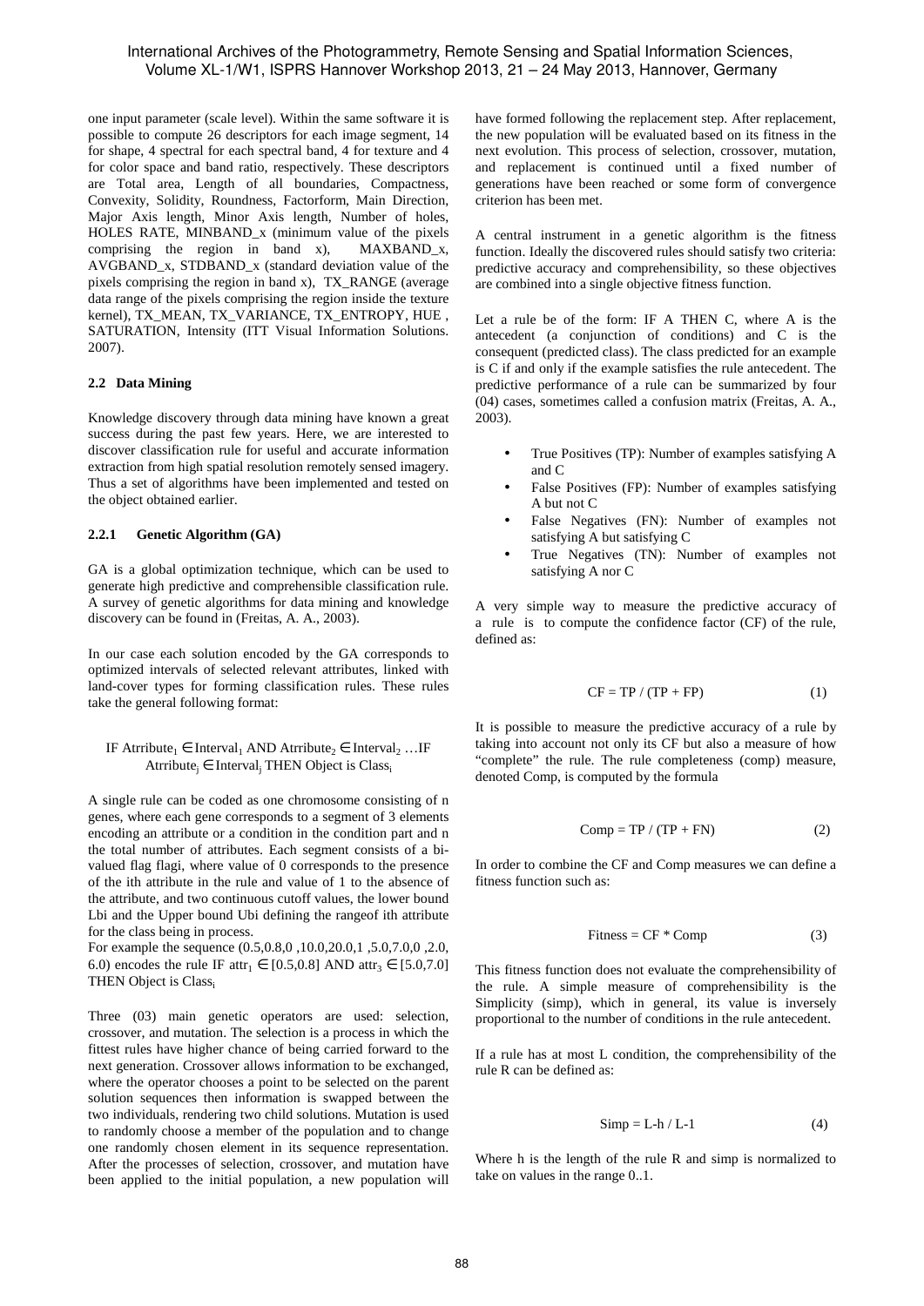one input parameter (scale level). Within the same software it is possible to compute 26 descriptors for each image segment, 14 for shape, 4 spectral for each spectral band, 4 for texture and 4 for color space and band ratio, respectively. These descriptors are Total area, Length of all boundaries, Compactness, Convexity, Solidity, Roundness, Factorform, Main Direction, Major Axis length, Minor Axis length, Number of holes, HOLES RATE, MINBAND_x (minimum value of the pixels comprising the region in band x), MAXBAND_x, AVGBAND_x, STDBAND_x (standard deviation value of the pixels comprising the region in band x), TX_RANGE (average data range of the pixels comprising the region inside the texture kernel), TX_MEAN, TX_VARIANCE, TX_ENTROPY, HUE , SATURATION, Intensity (ITT Visual Information Solutions. 2007).

### 2.2 Data Mining

Knowledge discovery through data mining have known a great success during the past few years. Here, we are interested to discover classification rule for useful and accurate information extraction from high spatial resolution remotely sensed imagery. Thus a set of algorithms have been implemented and tested on the object obtained earlier.

#### 2.2.1 Genetic Algorithm (GA)

GA is a global optimization technique, which can be used to generate high predictive and comprehensible classification rule. A survey of genetic algorithms for data mining and knowledge discovery can be found in (Freitas, A. A., 2003).

In our case each solution encoded by the GA corresponds to optimized intervals of selected relevant attributes, linked with land-cover types for forming classification rules. These rules take the general following format:

IF $\text{Atrribute}_1 \in \text{Interval}_1$ AND $\text{Atrribute}_2 \in \text{Interval}_2$ …IF $\text{Atrribute}_j \in \text{Interval}_j$ THEN Object is $\text{Class}_i$

A single rule can be coded as one chromosome consisting of n genes, where each gene corresponds to a segment of 3 elements encoding an attribute or a condition in the condition part and n the total number of attributes. Each segment consists of a bi-valued flag flagi, where value of 0 corresponds to the presence of the ith attribute in the rule and value of 1 to the absence of the attribute, and two continuous cutoff values, the lower bound Lbi and the Upper bound Ubi defining the rangeof ith attribute for the class being in process.

For example the sequence (0.5,0.8,0 ,10.0,20.0,1 ,5.0,7.0,0 ,2.0, 6.0) encodes the rule IF $\text{attr}_1 \in [0.5,0.8]$ AND $\text{attr}_3 \in [5.0,7.0]$ THEN Object is $\text{Class}_i$

Three (03) main genetic operators are used: selection, crossover, and mutation. The selection is a process in which the fittest rules have higher chance of being carried forward to the next generation. Crossover allows information to be exchanged, where the operator chooses a point to be selected on the parent solution sequences then information is swapped between the two individuals, rendering two child solutions. Mutation is used to randomly choose a member of the population and to change one randomly chosen element in its sequence representation. After the processes of selection, crossover, and mutation have been applied to the initial population, a new population will have formed following the replacement step. After replacement, the new population will be evaluated based on its fitness in the next evolution. This process of selection, crossover, mutation, and replacement is continued until a fixed number of generations have been reached or some form of convergence criterion has been met.

A central instrument in a genetic algorithm is the fitness function. Ideally the discovered rules should satisfy two criteria: predictive accuracy and comprehensibility, so these objectives are combined into a single objective fitness function.

Let a rule be of the form: IF A THEN C, where A is the antecedent (a conjunction of conditions) and C is the consequent (predicted class). The class predicted for an example is C if and only if the example satisfies the rule antecedent. The predictive performance of a rule can be summarized by four (04) cases, sometimes called a confusion matrix (Freitas, A. A., 2003).

- True Positives (TP): Number of examples satisfying A and C
- False Positives (FP): Number of examples satisfying A but not C
- False Negatives (FN): Number of examples not satisfying A but satisfying C
- True Negatives (TN): Number of examples not satisfying A nor C

A very simple way to measure the predictive accuracy of a rule is to compute the confidence factor (CF) of the rule, defined as:

$$CF = TP / (TP + FP) \qquad (1)$$

It is possible to measure the predictive accuracy of a rule by taking into account not only its CF but also a measure of how "complete" the rule. The rule completeness (comp) measure, denoted Comp, is computed by the formula

$$Comp = TP / (TP + FN) \qquad (2)$$

In order to combine the CF and Comp measures we can define a fitness function such as:

$$Fitness = CF * Comp \qquad (3)$$

This fitness function does not evaluate the comprehensibility of the rule. A simple measure of comprehensibility is the Simplicity (simp), which in general, its value is inversely proportional to the number of conditions in the rule antecedent.

If a rule has at most L condition, the comprehensibility of the rule R can be defined as:

$$Simp = L\text{-}h / L\text{-}1 \qquad (4)$$

Where h is the length of the rule R and simp is normalized to take on values in the range 0..1.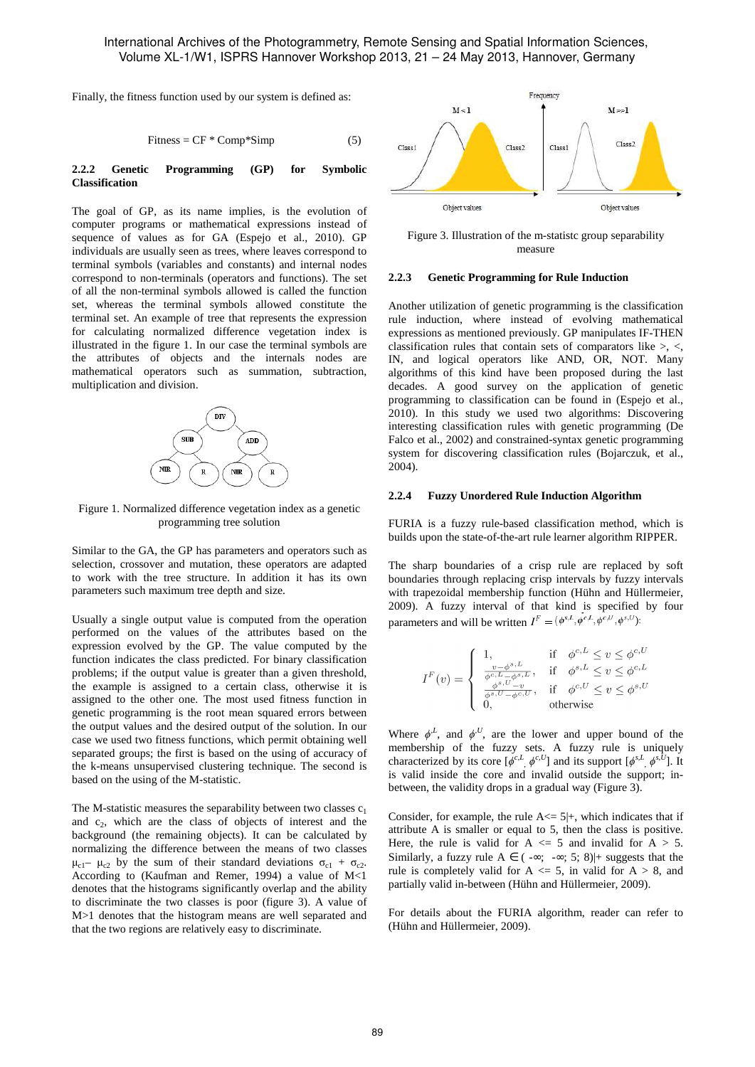Finally, the fitness function used by our system is defined as:

$$\text{Fitness} = \text{CF} * \text{Comp}*\text{Simp} \tag{5}$$

#### 2.2.2 Genetic Programming (GP) for Symbolic Classification

The goal of GP, as its name implies, is the evolution of computer programs or mathematical expressions instead of sequence of values as for GA (Espejo et al., 2010). GP individuals are usually seen as trees, where leaves correspond to terminal symbols (variables and constants) and internal nodes correspond to non-terminals (operators and functions). The set of all the non-terminal symbols allowed is called the function set, whereas the terminal symbols allowed constitute the terminal set. An example of tree that represents the expression for calculating normalized difference vegetation index is illustrated in the figure 1. In our case the terminal symbols are the attributes of objects and the internals nodes are mathematical operators such as summation, subtraction, multiplication and division.

Figure 1. Normalized difference vegetation index as a genetic programming tree solution

Similar to the GA, the GP has parameters and operators such as selection, crossover and mutation, these operators are adapted to work with the tree structure. In addition it has its own parameters such maximum tree depth and size.

Usually a single output value is computed from the operation performed on the values of the attributes based on the expression evolved by the GP. The value computed by the function indicates the class predicted. For binary classification problems; if the output value is greater than a given threshold, the example is assigned to a certain class, otherwise it is assigned to the other one. The most used fitness function in genetic programming is the root mean squared errors between the output values and the desired output of the solution. In our case we used two fitness functions, which permit obtaining well separated groups; the first is based on the using of accuracy of the k-means unsupervised clustering technique. The second is based on the using of the M-statistic.

The M-statistic measures the separability between two classes $c_1$ and $c_2$, which are the class of objects of interest and the background (the remaining objects). It can be calculated by normalizing the difference between the means of two classes $\mu_{c1} - \mu_{c2}$ by the sum of their standard deviations $\sigma_{c1} + \sigma_{c2}$. According to (Kaufman and Remer, 1994) a value of M<1 denotes that the histograms significantly overlap and the ability to discriminate the two classes is poor (figure 3). A value of M>1 denotes that the histogram means are well separated and that the two regions are relatively easy to discriminate.

Figure 3. Illustration of the m-statistc group separability measure

#### 2.2.3 Genetic Programming for Rule Induction

Another utilization of genetic programming is the classification rule induction, where instead of evolving mathematical expressions as mentioned previously. GP manipulates IF-THEN classification rules that contain sets of comparators like >, <, IN, and logical operators like AND, OR, NOT. Many algorithms of this kind have been proposed during the last decades. A good survey on the application of genetic programming to classification can be found in (Espejo et al., 2010). In this study we used two algorithms: Discovering interesting classification rules with genetic programming (De Falco et al., 2002) and constrained-syntax genetic programming system for discovering classification rules (Bojarczuk, et al., 2004).

#### 2.2.4 Fuzzy Unordered Rule Induction Algorithm

FURIA is a fuzzy rule-based classification method, which is builds upon the state-of-the-art rule learner algorithm RIPPER.

The sharp boundaries of a crisp rule are replaced by soft boundaries through replacing crisp intervals by fuzzy intervals with trapezoidal membership function (Hühn and Hüllermeier, 2009). A fuzzy interval of that kind is specified by four parameters and will be written $I^F = (\phi^{s,L}, \phi^{c,L}, \phi^{c,U}, \phi^{s,U})$:

$$I^F(v) = \begin{cases} 1, & \text{if} \quad \phi^{c,L} \leq v \leq \phi^{c,U} \\ \frac{v - \phi^{s,L}}{\phi^{c,L} - \phi^{s,L}}, & \text{if} \quad \phi^{s,L} \leq v \leq \phi^{c,L} \\ \frac{\phi^{s,U} - v}{\phi^{s,U} - \phi^{c,U}}, & \text{if} \quad \phi^{c,U} \leq v \leq \phi^{s,U} \\ 0, & \text{otherwise} \end{cases}$$

Where $\phi^L$, and $\phi^U$, are the lower and upper bound of the membership of the fuzzy sets. A fuzzy rule is uniquely characterized by its core [$\phi^{c,L}$, $\phi^{c,U}$] and its support [$\phi^{s,L}$, $\phi^{s,U}$]. It is valid inside the core and invalid outside the support; in-between, the validity drops in a gradual way (Figure 3).

Consider, for example, the rule A<= 5|+, which indicates that if attribute A is smaller or equal to 5, then the class is positive. Here, the rule is valid for A <= 5 and invalid for A > 5. Similarly, a fuzzy rule A ∈ ( -∞; -∞; 5; 8)|+ suggests that the rule is completely valid for A <= 5, in valid for A > 8, and partially valid in-between (Hühn and Hüllermeier, 2009).

For details about the FURIA algorithm, reader can refer to (Hühn and Hüllermeier, 2009).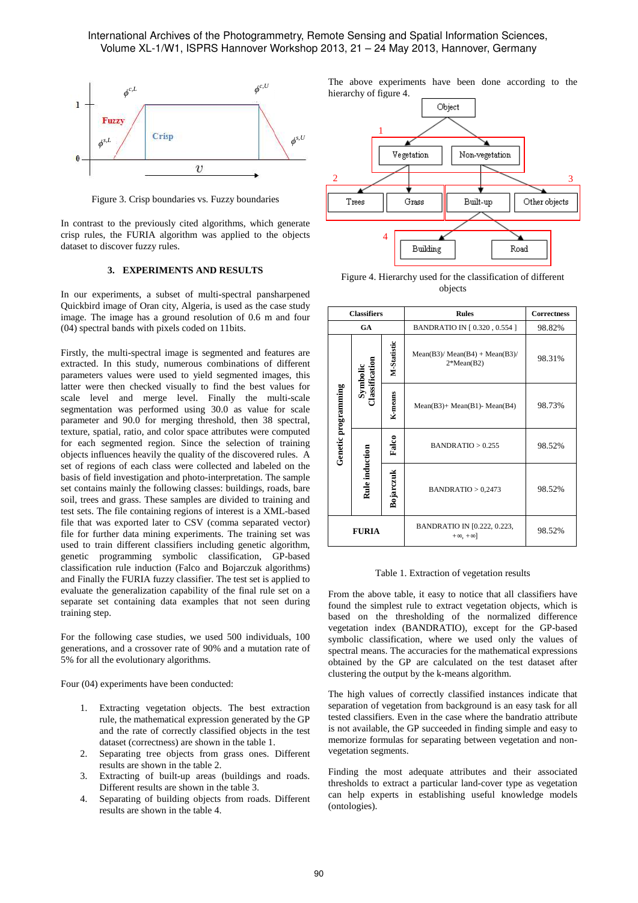Figure 3. Crisp boundaries vs. Fuzzy boundaries

In contrast to the previously cited algorithms, which generate crisp rules, the FURIA algorithm was applied to the objects dataset to discover fuzzy rules.

## 3. EXPERIMENTS AND RESULTS

In our experiments, a subset of multi-spectral pansharpened Quickbird image of Oran city, Algeria, is used as the case study image. The image has a ground resolution of 0.6 m and four (04) spectral bands with pixels coded on 11bits.

Firstly, the multi-spectral image is segmented and features are extracted. In this study, numerous combinations of different parameters values were used to yield segmented images, this latter were then checked visually to find the best values for scale level and merge level. Finally the multi-scale segmentation was performed using 30.0 as value for scale parameter and 90.0 for merging threshold, then 38 spectral, texture, spatial, ratio, and color space attributes were computed for each segmented region. Since the selection of training objects influences heavily the quality of the discovered rules. A set of regions of each class were collected and labeled on the basis of field investigation and photo-interpretation. The sample set contains mainly the following classes: buildings, roads, bare soil, trees and grass. These samples are divided to training and test sets. The file containing regions of interest is a XML-based file that was exported later to CSV (comma separated vector) file for further data mining experiments. The training set was used to train different classifiers including genetic algorithm, genetic programming symbolic classification, GP-based classification rule induction (Falco and Bojarczuk algorithms) and Finally the FURIA fuzzy classifier. The test set is applied to evaluate the generalization capability of the final rule set on a separate set containing data examples that not seen during training step.

For the following case studies, we used 500 individuals, 100 generations, and a crossover rate of 90% and a mutation rate of 5% for all the evolutionary algorithms.

Four (04) experiments have been conducted:

1. Extracting vegetation objects. The best extraction rule, the mathematical expression generated by the GP and the rate of correctly classified objects in the test dataset (correctness) are shown in the table 1.
2. Separating tree objects from grass ones. Different results are shown in the table 2.
3. Extracting of built-up areas (buildings and roads. Different results are shown in the table 3.
4. Separating of building objects from roads. Different results are shown in the table 4.

The above experiments have been done according to the hierarchy of figure 4.

Figure 4. Hierarchy used for the classification of different objects

| Classifiers | | | Rules | Correctness |
|---|---|---|---|---|
| GA | | | BANDRATIO IN [ 0.320 , 0.554 ] | 98.82% |
| Genetic programming | Symbolic Classification | M-Statistic | Mean(B3)/ Mean(B4) + Mean(B3)/ 2*Mean(B2) | 98.31% |
| | | K-means | Mean(B3)+ Mean(B1)- Mean(B4) | 98.73% |
| | Rule induction | Falco | BANDRATIO > 0.255 | 98.52% |
| | | Bojarczuk | BANDRATIO > 0,2473 | 98.52% |
| FURIA | | | BANDRATIO IN [0.222, 0.223, +∞, +∞] | 98.52% |

Table 1. Extraction of vegetation results

From the above table, it easy to notice that all classifiers have found the simplest rule to extract vegetation objects, which is based on the thresholding of the normalized difference vegetation index (BANDRATIO), except for the GP-based symbolic classification, where we used only the values of spectral means. The accuracies for the mathematical expressions obtained by the GP are calculated on the test dataset after clustering the output by the k-means algorithm.

The high values of correctly classified instances indicate that separation of vegetation from background is an easy task for all tested classifiers. Even in the case where the bandratio attribute is not available, the GP succeeded in finding simple and easy to memorize formulas for separating between vegetation and non-vegetation segments.

Finding the most adequate attributes and their associated thresholds to extract a particular land-cover type as vegetation can help experts in establishing useful knowledge models (ontologies).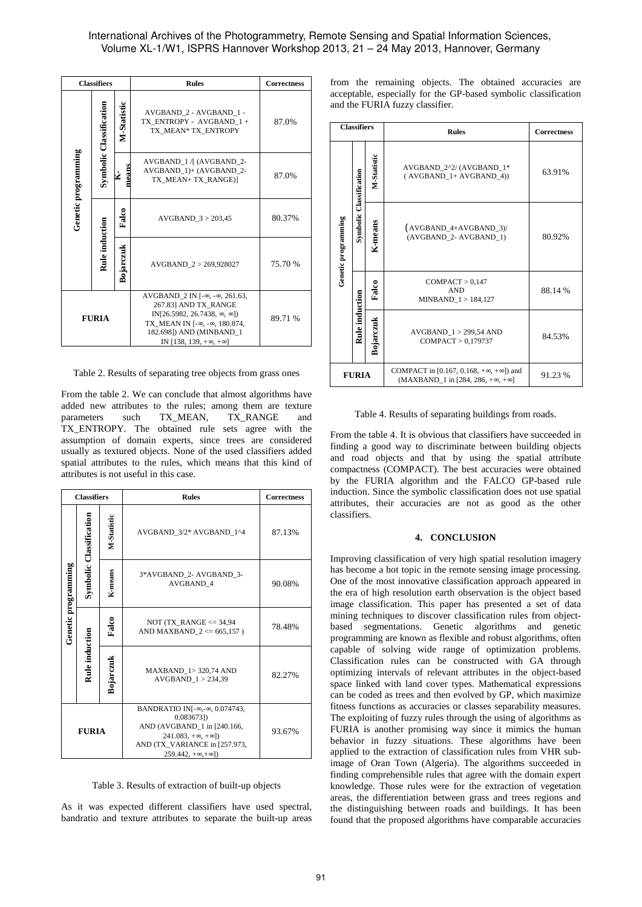| Classifiers | | | Rules | Correctness |
|---|---|---|---|---|
| Genetic programming | Symbolic Classification | M-Statistic | AVGBAND_2 - AVGBAND_1 - TX_ENTROPY - AVGBAND_1 + TX_MEAN* TX_ENTROPY | 87.0% |
| | | K-means | AVGBAND_1 /[ (AVGBAND_2- AVGBAND_1)+ (AVGBAND_2- TX_MEAN+ TX_RANGE)] | 87.0% |
| | Rule induction | Falco | AVGBAND_3 > 203,45 | 80.37% |
| | | Bojarczuk | AVGBAND_2 > 269,928027 | 75.70 % |
| FURIA | | | AVGBAND_2 IN [-∞, -∞, 261.63, 267.83] AND TX_RANGE IN[26.5982, 26.7438, ∞, ∞]) TX_MEAN IN [-∞, -∞, 180.874, 182.698]) AND (MINBAND_1 IN [138, 139, +∞, +∞] | 89.71 % |

Table 2. Results of separating tree objects from grass ones

From the table 2. We can conclude that almost algorithms have added new attributes to the rules; among them are texture parameters such TX_MEAN, TX_RANGE and TX_ENTROPY. The obtained rule sets agree with the assumption of domain experts, since trees are considered usually as textured objects. None of the used classifiers added spatial attributes to the rules, which means that this kind of attributes is not useful in this case.

| Classifiers | | | Rules | Correctness |
|---|---|---|---|---|
| Genetic programming | Symbolic Classification | M-Statistic | AVGBAND_3/2* AVGBAND_1^4 | 87.13% |
| | | K-means | 3*AVGBAND_2- AVGBAND_3- AVGBAND_4 | 90.08% |
| | Rule induction | Falco | NOT (TX_RANGE <= 34,94 AND MAXBAND_2 <= 665,157 ) | 78.48% |
| | | Bojarczuk | MAXBAND_1> 320,74 AND AVGBAND_1 > 234,39 | 82.27% |
| FURIA | | | BANDRATIO IN[-∞,-∞, 0.074743, 0.083673]) AND (AVGBAND_1 in [240.166, 241.083, +∞, +∞]) AND (TX_VARIANCE in [257.973, 259.442, +∞,+∞]) | 93.67% |

Table 3. Results of extraction of built-up objects

As it was expected different classifiers have used spectral, bandratio and texture attributes to separate the built-up areas from the remaining objects. The obtained accuracies are acceptable, especially for the GP-based symbolic classification and the FURIA fuzzy classifier.

| Classifiers | | | Rules | Correctness |
|---|---|---|---|---|
| Genetic programming | Symbolic Classification | M-Statistic | AVGBAND_2^2/ (AVGBAND_1* ( AVGBAND_1+ AVGBAND_4)) | 63.91% |
| | | K-means | (AVGBAND_4+AVGBAND_3)/ (AVGBAND_2- AVGBAND_1) | 80.92% |
| | Rule induction | Falco | COMPACT > 0,147 AND MINBAND_1 > 184,127 | 88.14 % |
| | | Bojarczuk | AVGBAND_1 > 299,54 AND COMPACT > 0,179737 | 84.53% |
| FURIA | | | COMPACT in [0.167, 0.168, +∞, +∞]) and (MAXBAND_1 in [284, 286, +∞, +∞] | 91.23 % |

Table 4. Results of separating buildings from roads.

From the table 4. It is obvious that classifiers have succeeded in finding a good way to discriminate between building objects and road objects and that by using the spatial attribute compactness (COMPACT). The best accuracies were obtained by the FURIA algorithm and the FALCO GP-based rule induction. Since the symbolic classification does not use spatial attributes, their accuracies are not as good as the other classifiers.

## 4. CONCLUSION

Improving classification of very high spatial resolution imagery has become a hot topic in the remote sensing image processing. One of the most innovative classification approach appeared in the era of high resolution earth observation is the object based image classification. This paper has presented a set of data mining techniques to discover classification rules from object-based segmentations. Genetic algorithms and genetic programming are known as flexible and robust algorithms, often capable of solving wide range of optimization problems. Classification rules can be constructed with GA through optimizing intervals of relevant attributes in the object-based space linked with land cover types. Mathematical expressions can be coded as trees and then evolved by GP, which maximize fitness functions as accuracies or classes separability measures. The exploiting of fuzzy rules through the using of algorithms as FURIA is another promising way since it mimics the human behavior in fuzzy situations. These algorithms have been applied to the extraction of classification rules from VHR sub-image of Oran Town (Algeria). The algorithms succeeded in finding comprehensible rules that agree with the domain expert knowledge. Those rules were for the extraction of vegetation areas, the differentiation between grass and trees regions and the distinguishing between roads and buildings. It has been found that the proposed algorithms have comparable accuracies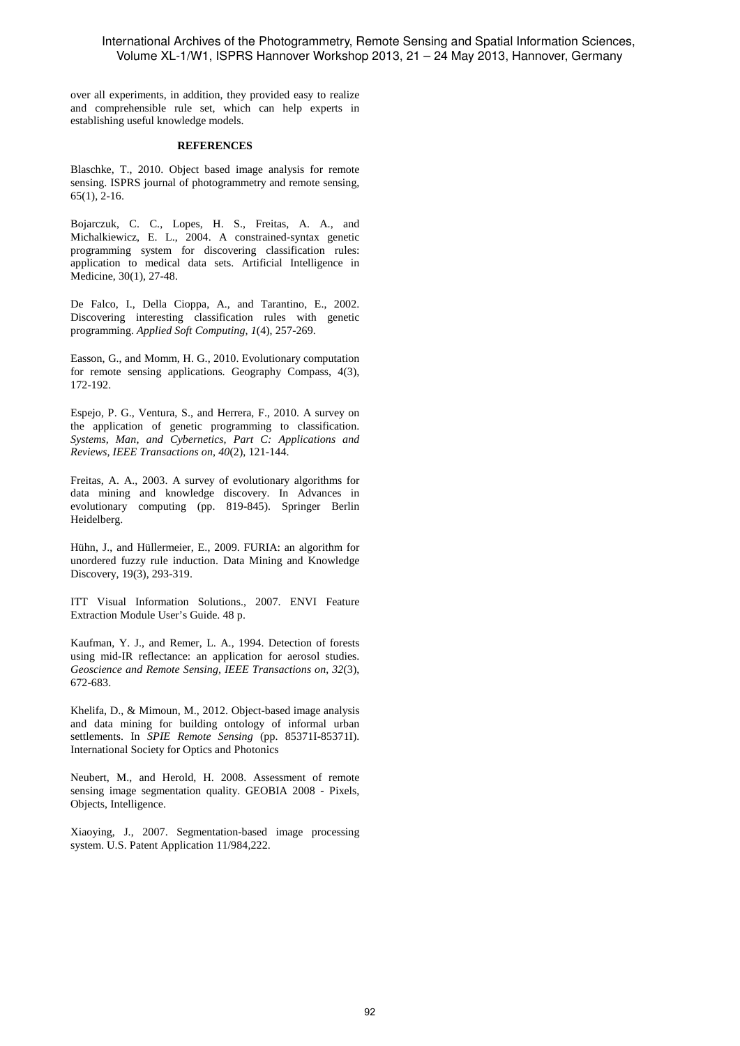over all experiments, in addition, they provided easy to realize and comprehensible rule set, which can help experts in establishing useful knowledge models.

## REFERENCES

Blaschke, T., 2010. Object based image analysis for remote sensing. ISPRS journal of photogrammetry and remote sensing, 65(1), 2-16.

Bojarczuk, C. C., Lopes, H. S., Freitas, A. A., and Michalkiewicz, E. L., 2004. A constrained-syntax genetic programming system for discovering classification rules: application to medical data sets. Artificial Intelligence in Medicine, 30(1), 27-48.

De Falco, I., Della Cioppa, A., and Tarantino, E., 2002. Discovering interesting classification rules with genetic programming. *Applied Soft Computing*, *1*(4), 257-269.

Easson, G., and Momm, H. G., 2010. Evolutionary computation for remote sensing applications. Geography Compass, 4(3), 172-192.

Espejo, P. G., Ventura, S., and Herrera, F., 2010. A survey on the application of genetic programming to classification. *Systems, Man, and Cybernetics, Part C: Applications and Reviews, IEEE Transactions on*, *40*(2), 121-144.

Freitas, A. A., 2003. A survey of evolutionary algorithms for data mining and knowledge discovery. In Advances in evolutionary computing (pp. 819-845). Springer Berlin Heidelberg.

Hühn, J., and Hüllermeier, E., 2009. FURIA: an algorithm for unordered fuzzy rule induction. Data Mining and Knowledge Discovery, 19(3), 293-319.

ITT Visual Information Solutions., 2007. ENVI Feature Extraction Module User's Guide. 48 p.

Kaufman, Y. J., and Remer, L. A., 1994. Detection of forests using mid-IR reflectance: an application for aerosol studies. *Geoscience and Remote Sensing, IEEE Transactions on*, *32*(3), 672-683.

Khelifa, D., & Mimoun, M., 2012. Object-based image analysis and data mining for building ontology of informal urban settlements. In *SPIE Remote Sensing* (pp. 85371I-85371I). International Society for Optics and Photonics

Neubert, M., and Herold, H. 2008. Assessment of remote sensing image segmentation quality. GEOBIA 2008 - Pixels, Objects, Intelligence.

Xiaoying, J., 2007. Segmentation-based image processing system. U.S. Patent Application 11/984,222.